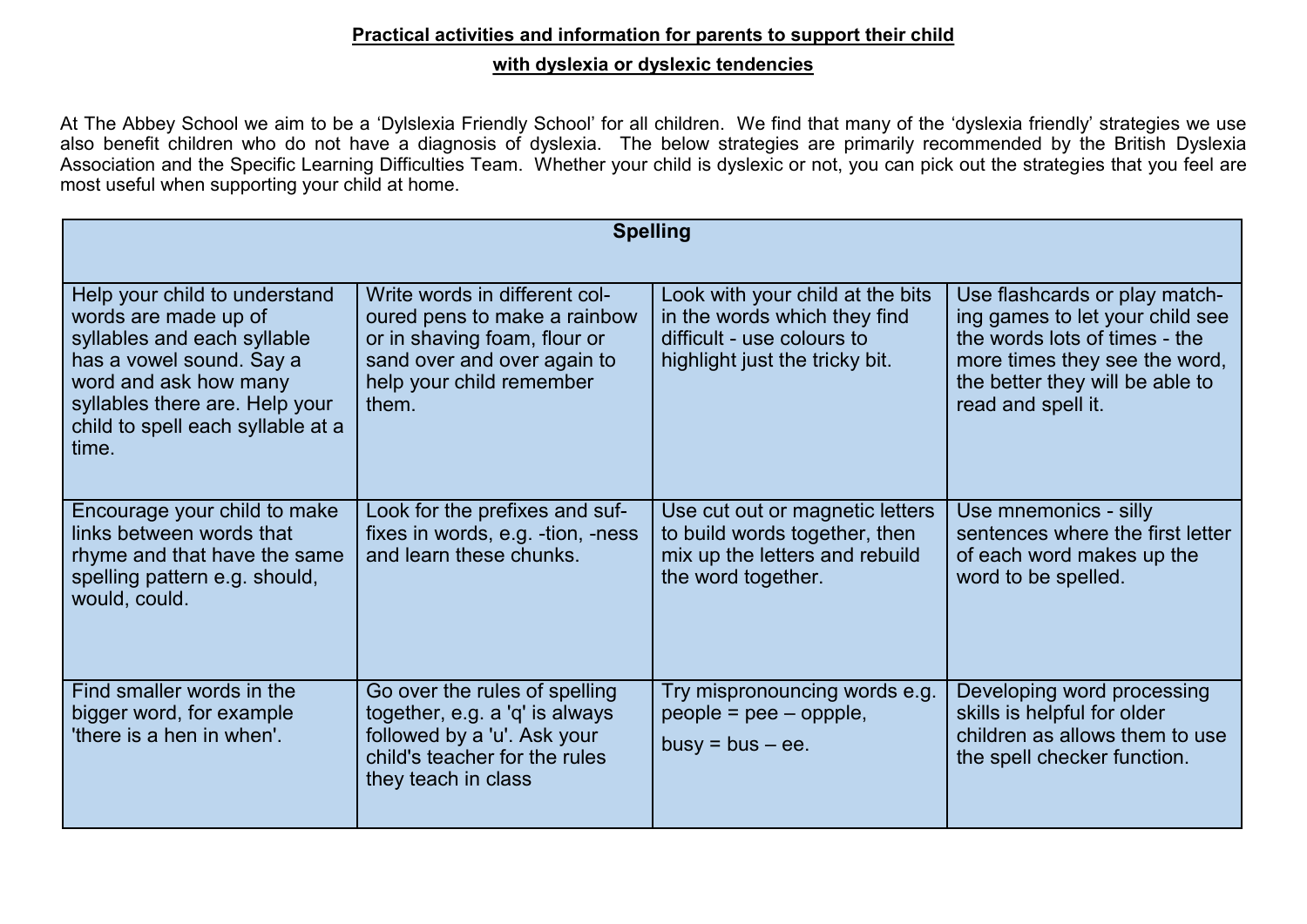**Practical activities and information for parents to support their child**

**with dyslexia or dyslexic tendencies**

At The Abbey School we aim to be a 'Dylslexia Friendly School' for all children. We find that many of the 'dyslexia friendly' strategies we use also benefit children who do not have a diagnosis of dyslexia. The below strategies are primarily recommended by the British Dyslexia Association and the Specific Learning Difficulties Team. Whether your child is dyslexic or not, you can pick out the strategies that you feel are most useful when supporting your child at home.

| **Spelling** | | | |
|---|---|---|---|
| Help your child to understand words are made up of syllables and each syllable has a vowel sound. Say a word and ask how many syllables there are. Help your child to spell each syllable at a time. | Write words in different coloured pens to make a rainbow or in shaving foam, flour or sand over and over again to help your child remember them. | Look with your child at the bits in the words which they find difficult - use colours to highlight just the tricky bit. | Use flashcards or play matching games to let your child see the words lots of times - the more times they see the word, the better they will be able to read and spell it. |
| Encourage your child to make links between words that rhyme and that have the same spelling pattern e.g. should, would, could. | Look for the prefixes and suffixes in words, e.g. -tion, -ness and learn these chunks. | Use cut out or magnetic letters to build words together, then mix up the letters and rebuild the word together. | Use mnemonics - silly sentences where the first letter of each word makes up the word to be spelled. |
| Find smaller words in the bigger word, for example 'there is a hen in when'. | Go over the rules of spelling together, e.g. a 'q' is always followed by a 'u'. Ask your child's teacher for the rules they teach in class | Try mispronouncing words e.g. people = pee – oppple, busy = bus – ee. | Developing word processing skills is helpful for older children as allows them to use the spell checker function. |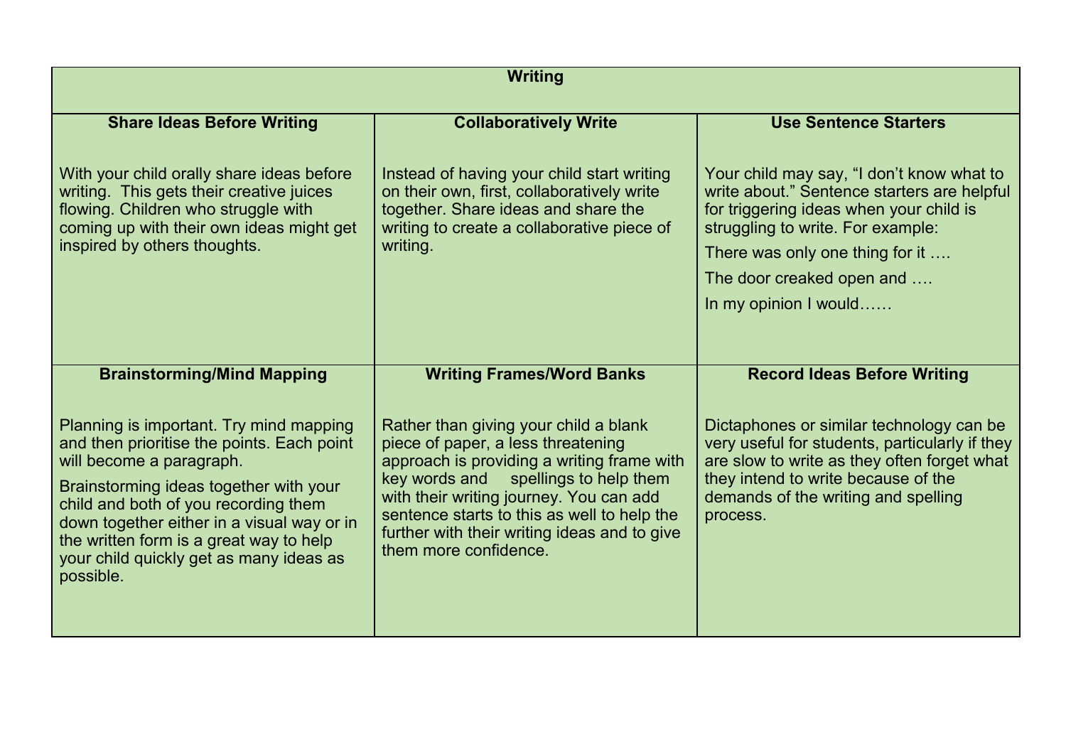| Writing | | |
|---|---|---|
| **Share Ideas Before Writing**<br><br>With your child orally share ideas before writing. This gets their creative juices flowing. Children who struggle with coming up with their own ideas might get inspired by others thoughts. | **Collaboratively Write**<br><br>Instead of having your child start writing on their own, first, collaboratively write together. Share ideas and share the writing to create a collaborative piece of writing. | **Use Sentence Starters**<br><br>Your child may say, “I don’t know what to write about.” Sentence starters are helpful for triggering ideas when your child is struggling to write. For example:<br>There was only one thing for it ….<br>The door creaked open and ….<br>In my opinion I would…… |
| **Brainstorming/Mind Mapping**<br><br>Planning is important. Try mind mapping and then prioritise the points. Each point will become a paragraph.<br>Brainstorming ideas together with your child and both of you recording them down together either in a visual way or in the written form is a great way to help your child quickly get as many ideas as possible. | **Writing Frames/Word Banks**<br><br>Rather than giving your child a blank piece of paper, a less threatening approach is providing a writing frame with key words and spellings to help them with their writing journey. You can add sentence starts to this as well to help the further with their writing ideas and to give them more confidence. | **Record Ideas Before Writing**<br><br>Dictaphones or similar technology can be very useful for students, particularly if they are slow to write as they often forget what they intend to write because of the demands of the writing and spelling process. |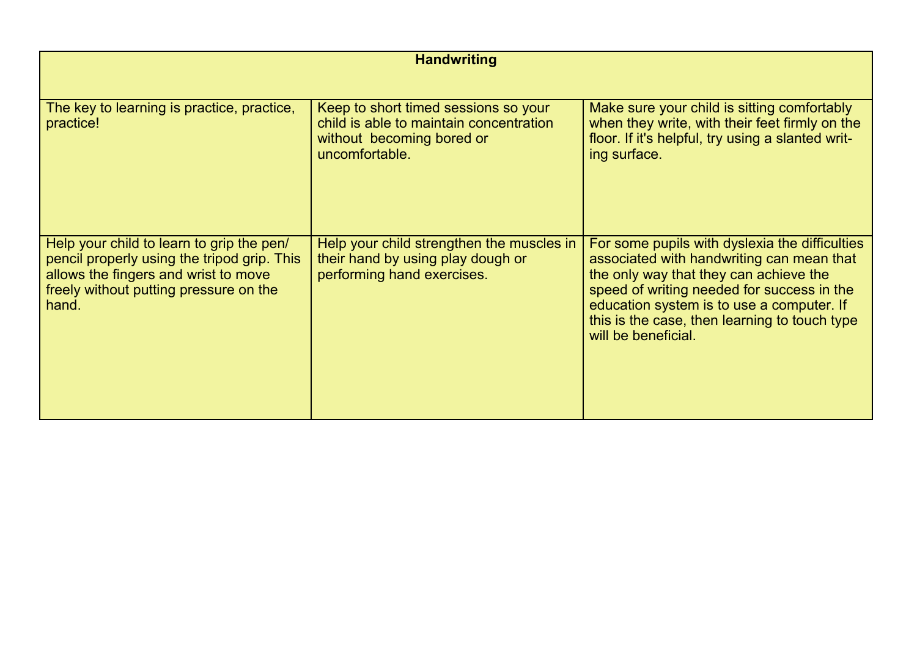| Handwriting | | |
|---|---|---|
| The key to learning is practice, practice, practice! | Keep to short timed sessions so your child is able to maintain concentration without becoming bored or uncomfortable. | Make sure your child is sitting comfortably when they write, with their feet firmly on the floor. If it's helpful, try using a slanted writing surface. |
| Help your child to learn to grip the pen/pencil properly using the tripod grip. This allows the fingers and wrist to move freely without putting pressure on the hand. | Help your child strengthen the muscles in their hand by using play dough or performing hand exercises. | For some pupils with dyslexia the difficulties associated with handwriting can mean that the only way that they can achieve the speed of writing needed for success in the education system is to use a computer. If this is the case, then learning to touch type will be beneficial. |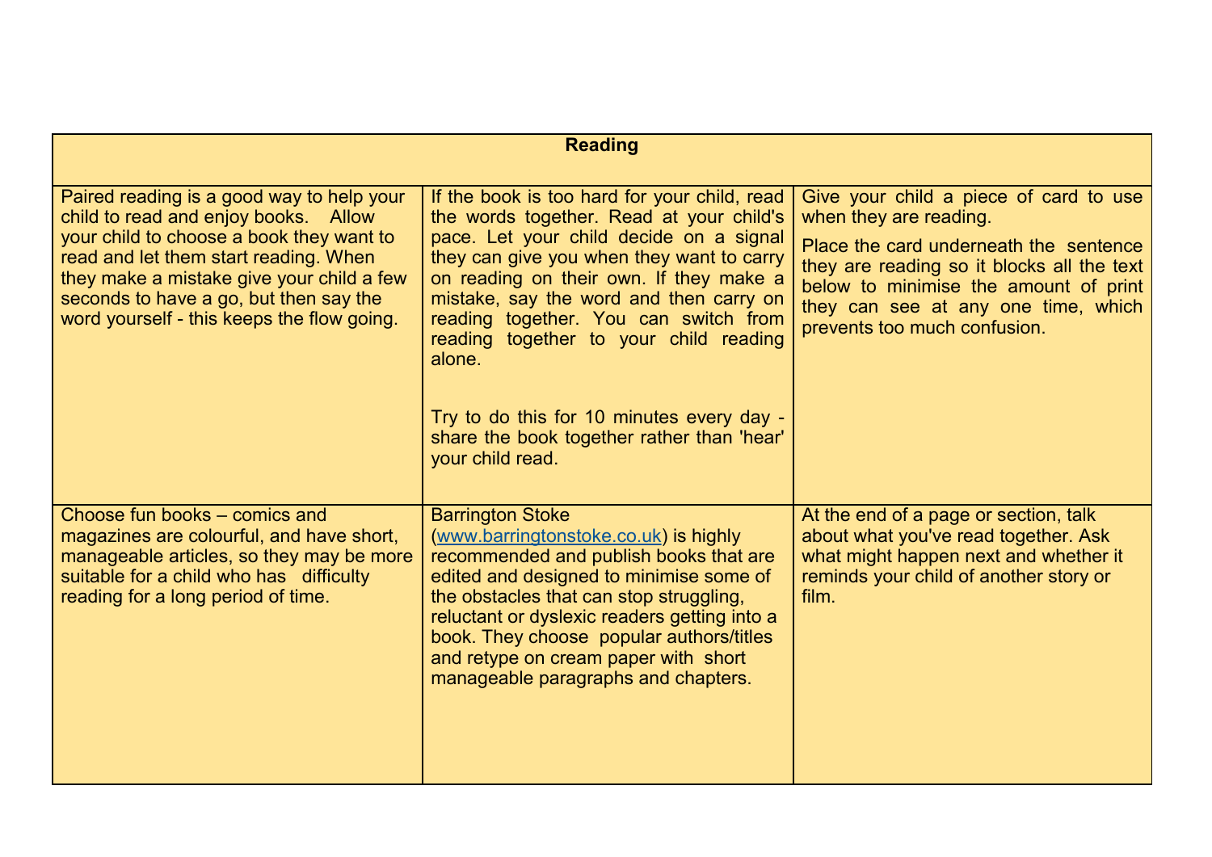| Reading | | |
|---|---|---|
| Paired reading is a good way to help your child to read and enjoy books. Allow your child to choose a book they want to read and let them start reading. When they make a mistake give your child a few seconds to have a go, but then say the word yourself - this keeps the flow going. | If the book is too hard for your child, read the words together. Read at your child's pace. Let your child decide on a signal they can give you when they want to carry on reading on their own. If they make a mistake, say the word and then carry on reading together. You can switch from reading together to your child reading alone.<br><br>Try to do this for 10 minutes every day - share the book together rather than 'hear' your child read. | Give your child a piece of card to use when they are reading.<br><br>Place the card underneath the sentence they are reading so it blocks all the text below to minimise the amount of print they can see at any one time, which prevents too much confusion. |
| Choose fun books – comics and magazines are colourful, and have short, manageable articles, so they may be more suitable for a child who has difficulty reading for a long period of time. | Barrington Stoke (www.barringtonstoke.co.uk) is highly recommended and publish books that are edited and designed to minimise some of the obstacles that can stop struggling, reluctant or dyslexic readers getting into a book. They choose popular authors/titles and retype on cream paper with short manageable paragraphs and chapters. | At the end of a page or section, talk about what you've read together. Ask what might happen next and whether it reminds your child of another story or film. |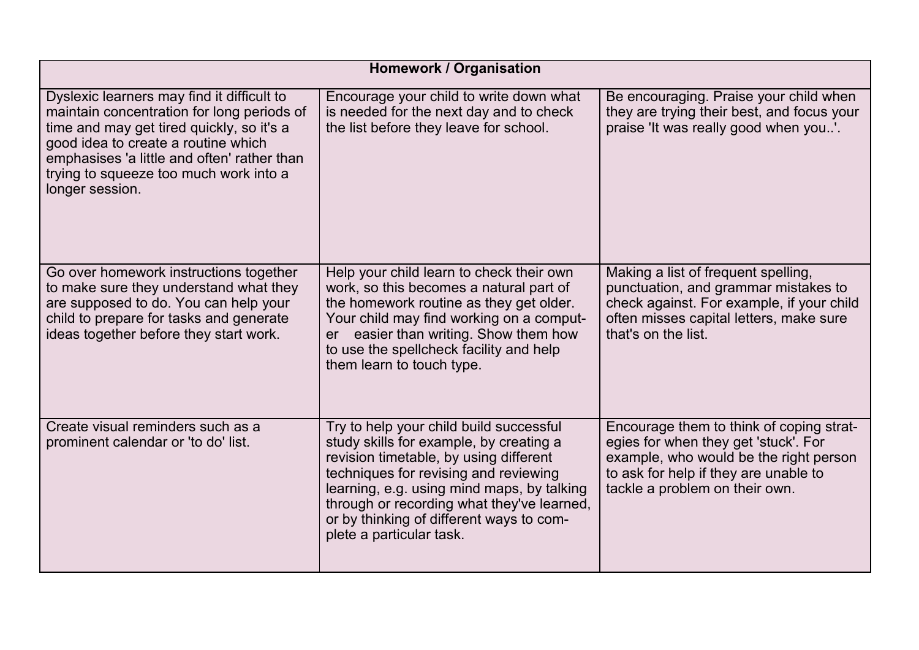| Homework / Organisation | | |
|---|---|---|
| Dyslexic learners may find it difficult to maintain concentration for long periods of time and may get tired quickly, so it's a good idea to create a routine which emphasises 'a little and often' rather than trying to squeeze too much work into a longer session. | Encourage your child to write down what is needed for the next day and to check the list before they leave for school. | Be encouraging. Praise your child when they are trying their best, and focus your praise 'It was really good when you..'. |
| Go over homework instructions together to make sure they understand what they are supposed to do. You can help your child to prepare for tasks and generate ideas together before they start work. | Help your child learn to check their own work, so this becomes a natural part of the homework routine as they get older. Your child may find working on a computer easier than writing. Show them how to use the spellcheck facility and help them learn to touch type. | Making a list of frequent spelling, punctuation, and grammar mistakes to check against. For example, if your child often misses capital letters, make sure that's on the list. |
| Create visual reminders such as a prominent calendar or 'to do' list. | Try to help your child build successful study skills for example, by creating a revision timetable, by using different techniques for revising and reviewing learning, e.g. using mind maps, by talking through or recording what they've learned, or by thinking of different ways to complete a particular task. | Encourage them to think of coping strategies for when they get 'stuck'. For example, who would be the right person to ask for help if they are unable to tackle a problem on their own. |